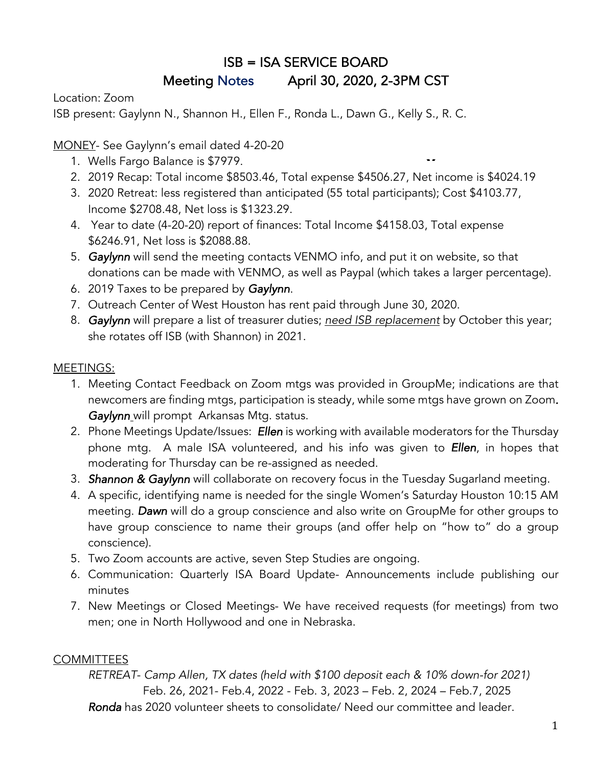# ISB = ISA SERVICE BOARD

## Meeting Notes April 30, 2020, 2-3PM CST

Location: Zoom

ISB present: Gaylynn N., Shannon H., Ellen F., Ronda L., Dawn G., Kelly S., R. C.

<u>MONEY</u>- See Gaylynn's email dated 4-20-20

1. Wells Fargo Balance is $7979.
2. 2019 Recap: Total income $8503.46, Total expense $4506.27, Net income is $4024.19
3. 2020 Retreat: less registered than anticipated (55 total participants); Cost $4103.77, Income $2708.48, Net loss is $1323.29.
4. Year to date (4-20-20) report of finances: Total Income $4158.03, Total expense $6246.91, Net loss is $2088.88.
5. *Gaylynn* will send the meeting contacts VENMO info, and put it on website, so that donations can be made with VENMO, as well as Paypal (which takes a larger percentage).
6. 2019 Taxes to be prepared by *Gaylynn*.
7. Outreach Center of West Houston has rent paid through June 30, 2020.
8. *Gaylynn* will prepare a list of treasurer duties; *<u>need ISB replacement</u>* by October this year; she rotates off ISB (with Shannon) in 2021.

<u>MEETINGS:</u>

1. Meeting Contact Feedback on Zoom mtgs was provided in GroupMe; indications are that newcomers are finding mtgs, participation is steady, while some mtgs have grown on Zoom. *Gaylynn* will prompt Arkansas Mtg. status.
2. Phone Meetings Update/Issues: *Ellen* is working with available moderators for the Thursday phone mtg. A male ISA volunteered, and his info was given to *Ellen*, in hopes that moderating for Thursday can be re-assigned as needed.
3. *Shannon & Gaylynn* will collaborate on recovery focus in the Tuesday Sugarland meeting.
4. A specific, identifying name is needed for the single Women's Saturday Houston 10:15 AM meeting. *Dawn* will do a group conscience and also write on GroupMe for other groups to have group conscience to name their groups (and offer help on "how to" do a group conscience).
5. Two Zoom accounts are active, seven Step Studies are ongoing.
6. Communication: Quarterly ISA Board Update- Announcements include publishing our minutes
7. New Meetings or Closed Meetings- We have received requests (for meetings) from two men; one in North Hollywood and one in Nebraska.

<u>COMMITTEES</u>

*RETREAT- Camp Allen, TX dates (held with $100 deposit each & 10% down-for 2021)*

Feb. 26, 2021- Feb.4, 2022 - Feb. 3, 2023 – Feb. 2, 2024 – Feb.7, 2025

*Ronda* has 2020 volunteer sheets to consolidate/ Need our committee and leader.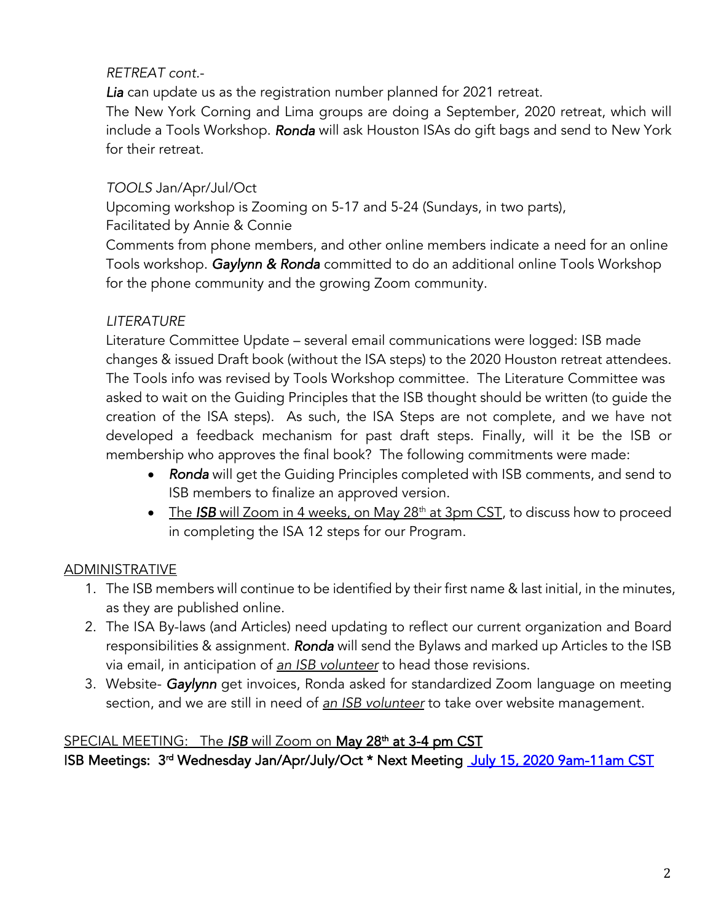*RETREAT cont.-*

***Lia*** can update us as the registration number planned for 2021 retreat.

The New York Corning and Lima groups are doing a September, 2020 retreat, which will include a Tools Workshop. ***Ronda*** will ask Houston ISAs do gift bags and send to New York for their retreat.

*TOOLS* Jan/Apr/Jul/Oct

Upcoming workshop is Zooming on 5-17 and 5-24 (Sundays, in two parts),

Facilitated by Annie & Connie

Comments from phone members, and other online members indicate a need for an online Tools workshop. ***Gaylynn & Ronda*** committed to do an additional online Tools Workshop for the phone community and the growing Zoom community.

*LITERATURE*

Literature Committee Update – several email communications were logged: ISB made changes & issued Draft book (without the ISA steps) to the 2020 Houston retreat attendees. The Tools info was revised by Tools Workshop committee. The Literature Committee was asked to wait on the Guiding Principles that the ISB thought should be written (to guide the creation of the ISA steps). As such, the ISA Steps are not complete, and we have not developed a feedback mechanism for past draft steps. Finally, will it be the ISB or membership who approves the final book? The following commitments were made:

- ***Ronda*** will get the Guiding Principles completed with ISB comments, and send to ISB members to finalize an approved version.
- The ***ISB*** will Zoom in 4 weeks, on May 28th at 3pm CST, to discuss how to proceed in completing the ISA 12 steps for our Program.

ADMINISTRATIVE

1. The ISB members will continue to be identified by their first name & last initial, in the minutes, as they are published online.
2. The ISA By-laws (and Articles) need updating to reflect our current organization and Board responsibilities & assignment. ***Ronda*** will send the Bylaws and marked up Articles to the ISB via email, in anticipation of *an ISB volunteer* to head those revisions.
3. Website- ***Gaylynn*** get invoices, Ronda asked for standardized Zoom language on meeting section, and we are still in need of *an ISB volunteer* to take over website management.

SPECIAL MEETING: The ***ISB*** will Zoom on **May 28th at 3-4 pm CST**

**ISB Meetings: 3rd Wednesday Jan/Apr/July/Oct * Next Meeting July 15, 2020 9am-11am CST**